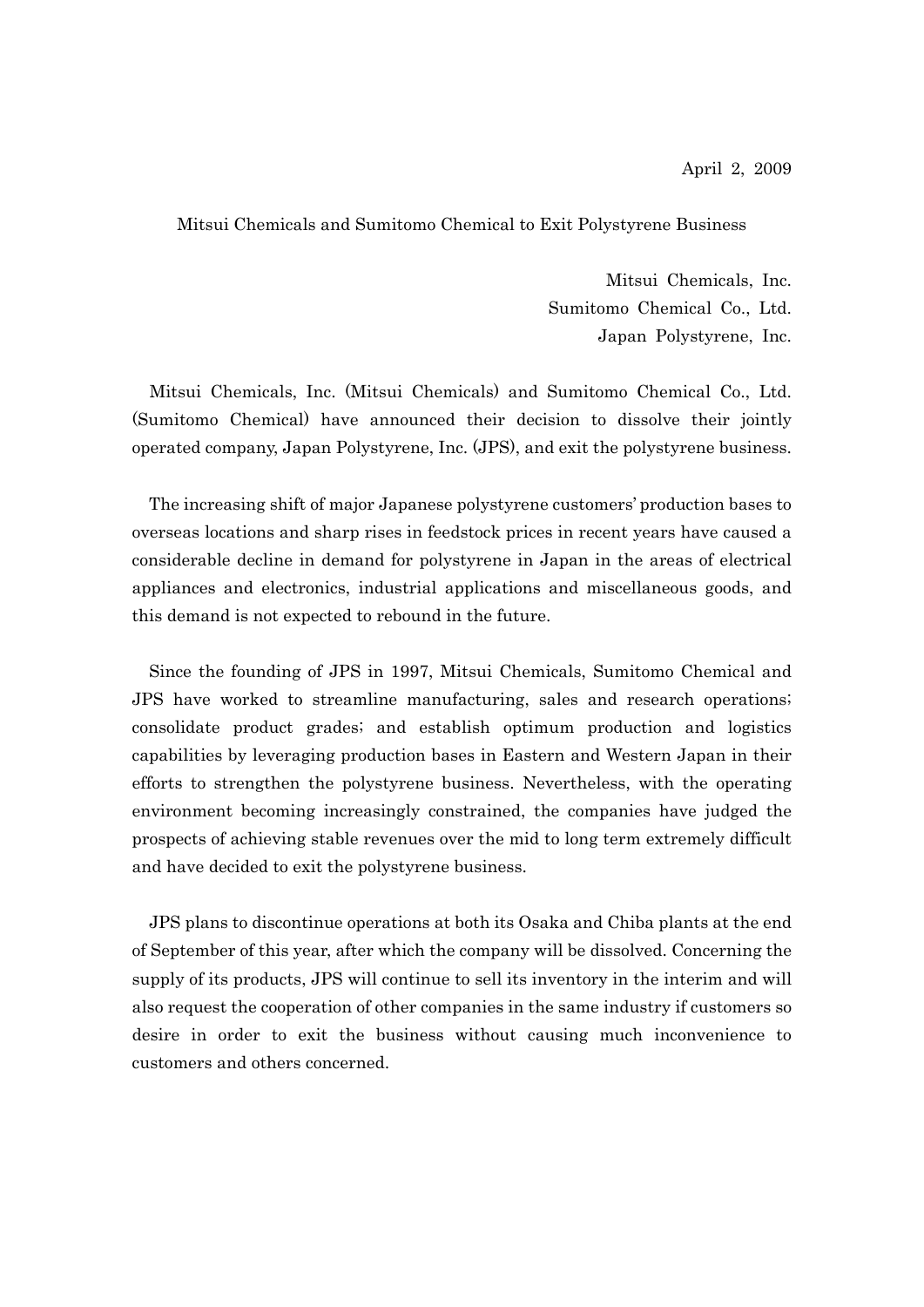April 2, 2009

# Mitsui Chemicals and Sumitomo Chemical to Exit Polystyrene Business

Mitsui Chemicals, Inc.
Sumitomo Chemical Co., Ltd.
Japan Polystyrene, Inc.

Mitsui Chemicals, Inc. (Mitsui Chemicals) and Sumitomo Chemical Co., Ltd. (Sumitomo Chemical) have announced their decision to dissolve their jointly operated company, Japan Polystyrene, Inc. (JPS), and exit the polystyrene business.

The increasing shift of major Japanese polystyrene customers' production bases to overseas locations and sharp rises in feedstock prices in recent years have caused a considerable decline in demand for polystyrene in Japan in the areas of electrical appliances and electronics, industrial applications and miscellaneous goods, and this demand is not expected to rebound in the future.

Since the founding of JPS in 1997, Mitsui Chemicals, Sumitomo Chemical and JPS have worked to streamline manufacturing, sales and research operations; consolidate product grades; and establish optimum production and logistics capabilities by leveraging production bases in Eastern and Western Japan in their efforts to strengthen the polystyrene business. Nevertheless, with the operating environment becoming increasingly constrained, the companies have judged the prospects of achieving stable revenues over the mid to long term extremely difficult and have decided to exit the polystyrene business.

JPS plans to discontinue operations at both its Osaka and Chiba plants at the end of September of this year, after which the company will be dissolved. Concerning the supply of its products, JPS will continue to sell its inventory in the interim and will also request the cooperation of other companies in the same industry if customers so desire in order to exit the business without causing much inconvenience to customers and others concerned.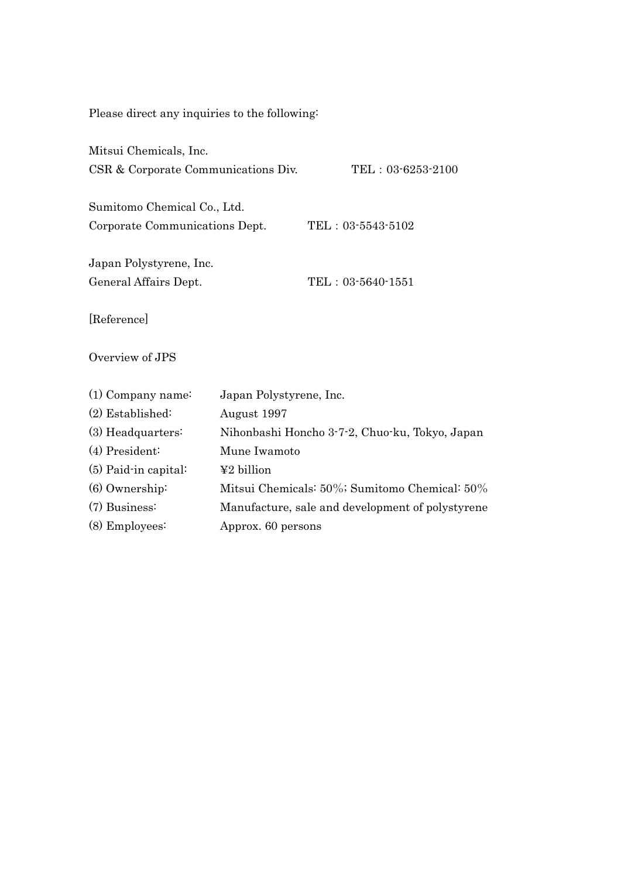Please direct any inquiries to the following:

Mitsui Chemicals, Inc.
CSR & Corporate Communications Div. TEL : 03-6253-2100

Sumitomo Chemical Co., Ltd.
Corporate Communications Dept. TEL : 03-5543-5102

Japan Polystyrene, Inc.
General Affairs Dept. TEL : 03-5640-1551

[Reference]

Overview of JPS

| | |
|---|---|
| (1) Company name: | Japan Polystyrene, Inc. |
| (2) Established: | August 1997 |
| (3) Headquarters: | Nihonbashi Honcho 3-7-2, Chuo-ku, Tokyo, Japan |
| (4) President: | Mune Iwamoto |
| (5) Paid-in capital: | ¥2 billion |
| (6) Ownership: | Mitsui Chemicals: 50%; Sumitomo Chemical: 50% |
| (7) Business: | Manufacture, sale and development of polystyrene |
| (8) Employees: | Approx. 60 persons |